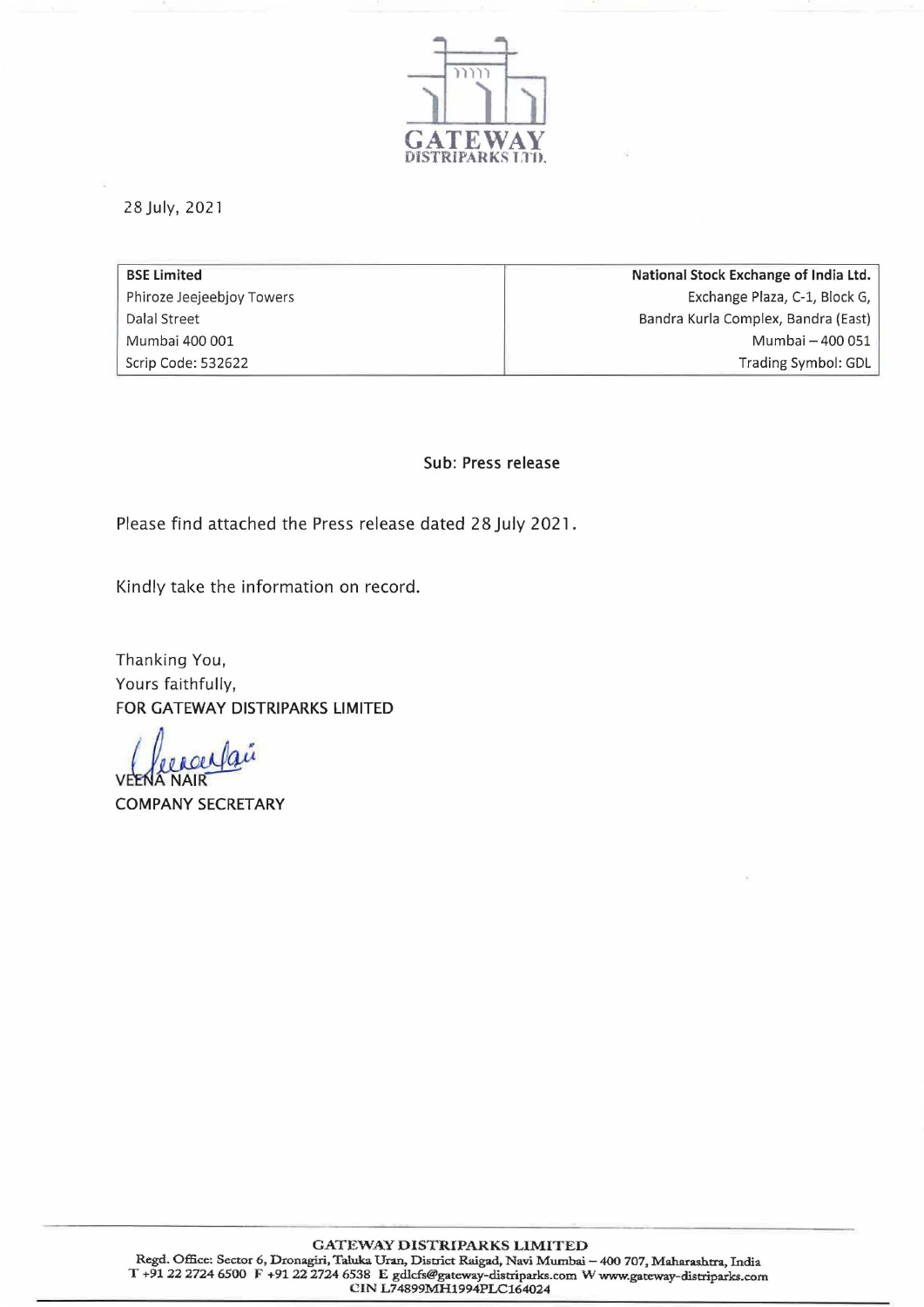GATEWAY DISTRIPARKS LTD.

28 July, 2021

| BSE Limited | National Stock Exchange of India Ltd. |
|---|---|
| Phiroze Jeejeebjoy Towers | Exchange Plaza, C-1, Block G, |
| Dalal Street | Bandra Kurla Complex, Bandra (East) |
| Mumbai 400 001 | Mumbai – 400 051 |
| Scrip Code: 532622 | Trading Symbol: GDL |

**Sub: Press release**

Please find attached the Press release dated 28 July 2021.

Kindly take the information on record.

Thanking You,
Yours faithfully,
FOR GATEWAY DISTRIPARKS LIMITED

VEENA NAIR
COMPANY SECRETARY

GATEWAY DISTRIPARKS LIMITED
Regd. Office: Sector 6, Dronagiri, Taluka Uran, District Raigad, Navi Mumbai – 400 707, Maharashtra, India
T +91 22 2724 6500 F +91 22 2724 6538 E gdlcfs@gateway-distriparks.com W www.gateway-distriparks.com
CIN L74899MH1994PLC164024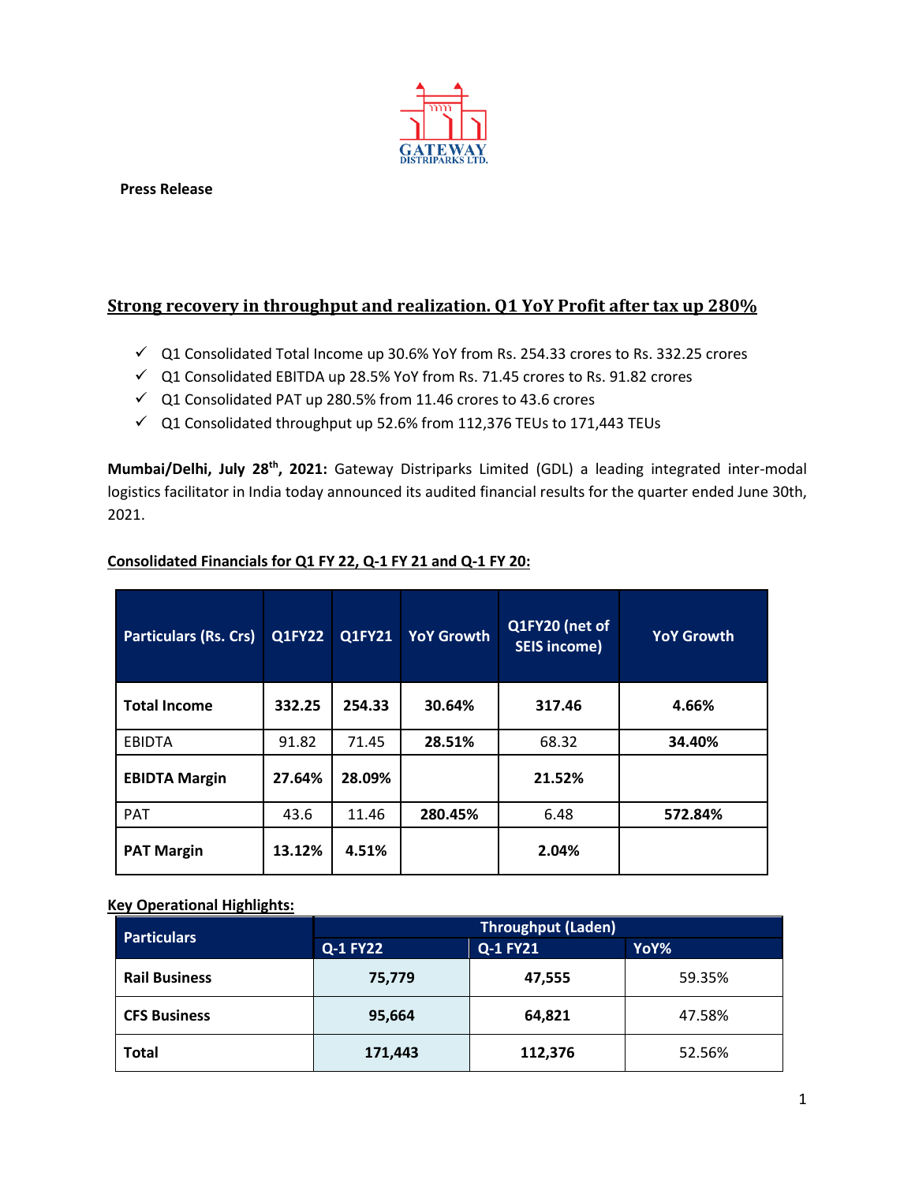GATEWAY DISTRIPARKS LTD.

**Press Release**

## Strong recovery in throughput and realization. Q1 YoY Profit after tax up 280%

- ✓ Q1 Consolidated Total Income up 30.6% YoY from Rs. 254.33 crores to Rs. 332.25 crores
- ✓ Q1 Consolidated EBITDA up 28.5% YoY from Rs. 71.45 crores to Rs. 91.82 crores
- ✓ Q1 Consolidated PAT up 280.5% from 11.46 crores to 43.6 crores
- ✓ Q1 Consolidated throughput up 52.6% from 112,376 TEUs to 171,443 TEUs

**Mumbai/Delhi, July 28th, 2021:** Gateway Distriparks Limited (GDL) a leading integrated inter-modal logistics facilitator in India today announced its audited financial results for the quarter ended June 30th, 2021.

**Consolidated Financials for Q1 FY 22, Q-1 FY 21 and Q-1 FY 20:**

| Particulars (Rs. Crs) | Q1FY22 | Q1FY21 | YoY Growth | Q1FY20 (net of SEIS income) | YoY Growth |
|---|---|---|---|---|---|
| **Total Income** | **332.25** | **254.33** | **30.64%** | **317.46** | **4.66%** |
| EBIDTA | 91.82 | 71.45 | **28.51%** | 68.32 | **34.40%** |
| **EBIDTA Margin** | **27.64%** | **28.09%** | | **21.52%** | |
| PAT | 43.6 | 11.46 | **280.45%** | 6.48 | **572.84%** |
| **PAT Margin** | **13.12%** | **4.51%** | | **2.04%** | |

**Key Operational Highlights:**

| Particulars | Throughput (Laden) | | |
|---|---|---|---|
| | Q-1 FY22 | Q-1 FY21 | YoY% |
| **Rail Business** | **75,779** | **47,555** | 59.35% |
| **CFS Business** | **95,664** | **64,821** | 47.58% |
| **Total** | **171,443** | **112,376** | 52.56% |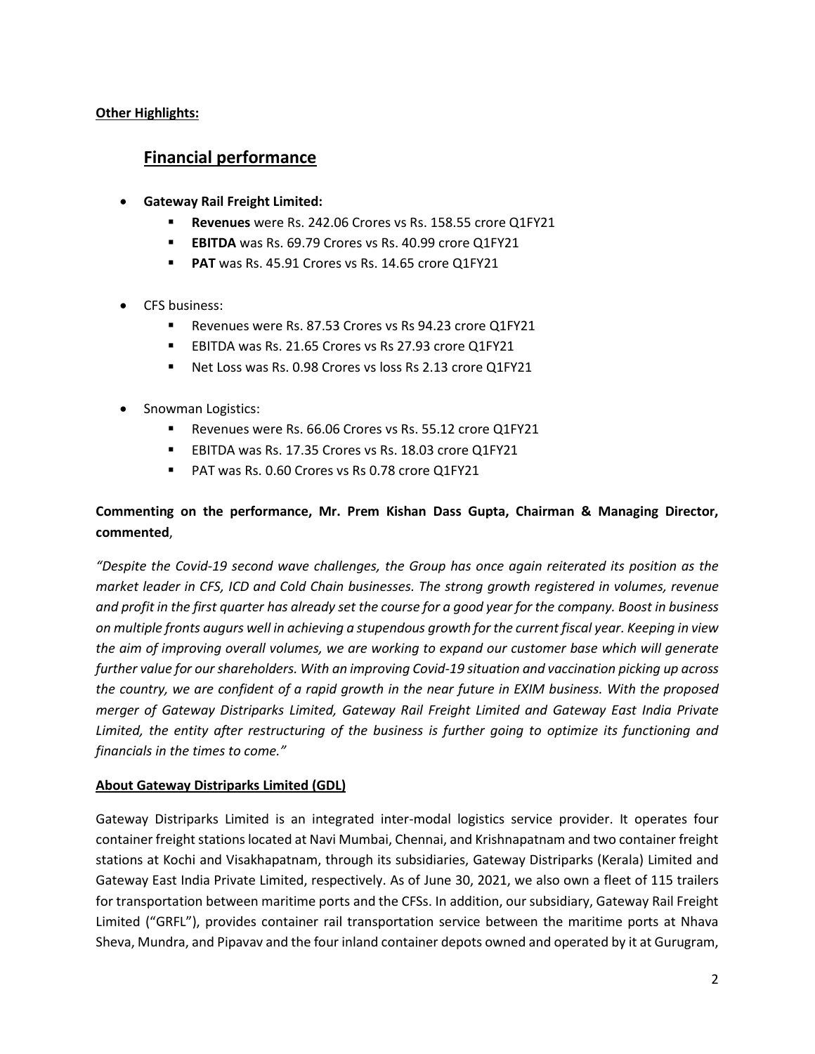**Other Highlights:**

## Financial performance

- **Gateway Rail Freight Limited:**
  - **Revenues** were Rs. 242.06 Crores vs Rs. 158.55 crore Q1FY21
  - **EBITDA** was Rs. 69.79 Crores vs Rs. 40.99 crore Q1FY21
  - **PAT** was Rs. 45.91 Crores vs Rs. 14.65 crore Q1FY21

- CFS business:
  - Revenues were Rs. 87.53 Crores vs Rs 94.23 crore Q1FY21
  - EBITDA was Rs. 21.65 Crores vs Rs 27.93 crore Q1FY21
  - Net Loss was Rs. 0.98 Crores vs loss Rs 2.13 crore Q1FY21

- Snowman Logistics:
  - Revenues were Rs. 66.06 Crores vs Rs. 55.12 crore Q1FY21
  - EBITDA was Rs. 17.35 Crores vs Rs. 18.03 crore Q1FY21
  - PAT was Rs. 0.60 Crores vs Rs 0.78 crore Q1FY21

**Commenting on the performance, Mr. Prem Kishan Dass Gupta, Chairman & Managing Director, commented**,

*"Despite the Covid-19 second wave challenges, the Group has once again reiterated its position as the market leader in CFS, ICD and Cold Chain businesses. The strong growth registered in volumes, revenue and profit in the first quarter has already set the course for a good year for the company. Boost in business on multiple fronts augurs well in achieving a stupendous growth for the current fiscal year. Keeping in view the aim of improving overall volumes, we are working to expand our customer base which will generate further value for our shareholders. With an improving Covid-19 situation and vaccination picking up across the country, we are confident of a rapid growth in the near future in EXIM business. With the proposed merger of Gateway Distriparks Limited, Gateway Rail Freight Limited and Gateway East India Private Limited, the entity after restructuring of the business is further going to optimize its functioning and financials in the times to come."*

**About Gateway Distriparks Limited (GDL)**

Gateway Distriparks Limited is an integrated inter-modal logistics service provider. It operates four container freight stations located at Navi Mumbai, Chennai, and Krishnapatnam and two container freight stations at Kochi and Visakhapatnam, through its subsidiaries, Gateway Distriparks (Kerala) Limited and Gateway East India Private Limited, respectively. As of June 30, 2021, we also own a fleet of 115 trailers for transportation between maritime ports and the CFSs. In addition, our subsidiary, Gateway Rail Freight Limited ("GRFL"), provides container rail transportation service between the maritime ports at Nhava Sheva, Mundra, and Pipavav and the four inland container depots owned and operated by it at Gurugram,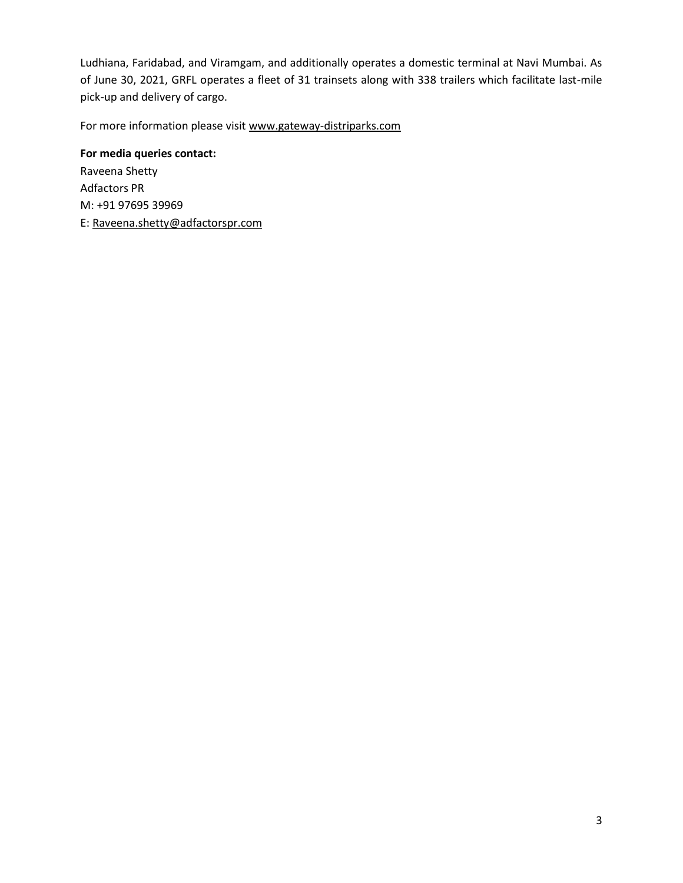Ludhiana, Faridabad, and Viramgam, and additionally operates a domestic terminal at Navi Mumbai. As of June 30, 2021, GRFL operates a fleet of 31 trainsets along with 338 trailers which facilitate last-mile pick-up and delivery of cargo.

For more information please visit www.gateway-distriparks.com

**For media queries contact:**
Raveena Shetty
Adfactors PR
M: +91 97695 39969
E: Raveena.shetty@adfactorspr.com